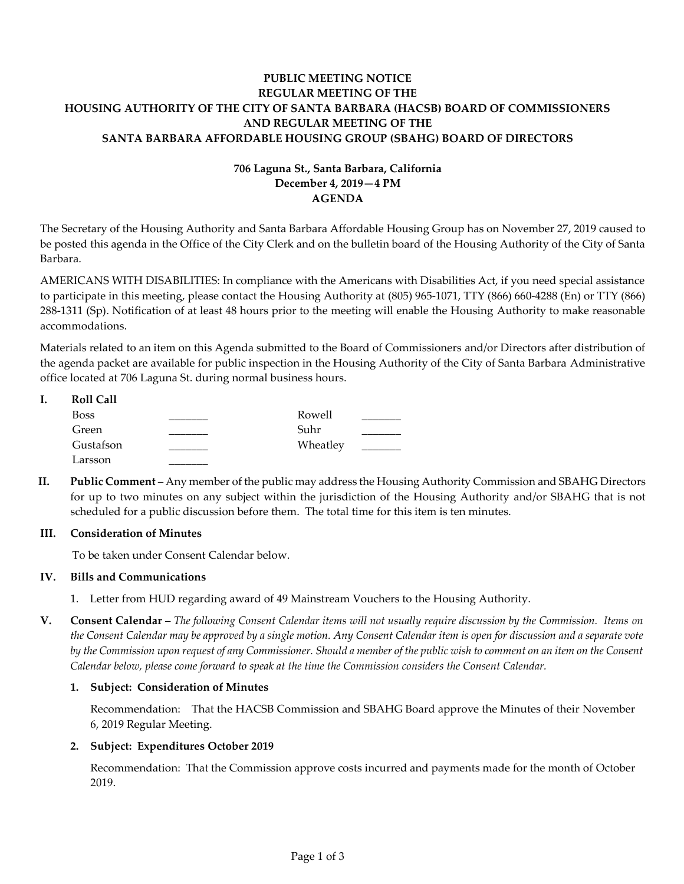**PUBLIC MEETING NOTICE**
**REGULAR MEETING OF THE**
**HOUSING AUTHORITY OF THE CITY OF SANTA BARBARA (HACSB) BOARD OF COMMISSIONERS**
**AND REGULAR MEETING OF THE**
**SANTA BARBARA AFFORDABLE HOUSING GROUP (SBAHG) BOARD OF DIRECTORS**

**706 Laguna St., Santa Barbara, California**
**December 4, 2019—4 PM**
**AGENDA**

The Secretary of the Housing Authority and Santa Barbara Affordable Housing Group has on November 27, 2019 caused to be posted this agenda in the Office of the City Clerk and on the bulletin board of the Housing Authority of the City of Santa Barbara.

AMERICANS WITH DISABILITIES: In compliance with the Americans with Disabilities Act, if you need special assistance to participate in this meeting, please contact the Housing Authority at (805) 965-1071, TTY (866) 660-4288 (En) or TTY (866) 288-1311 (Sp). Notification of at least 48 hours prior to the meeting will enable the Housing Authority to make reasonable accommodations.

Materials related to an item on this Agenda submitted to the Board of Commissioners and/or Directors after distribution of the agenda packet are available for public inspection in the Housing Authority of the City of Santa Barbara Administrative office located at 706 Laguna St. during normal business hours.

**I. Roll Call**

| | | | |
|---|---|---|---|
| Boss | _______ | Rowell | _______ |
| Green | _______ | Suhr | _______ |
| Gustafson | _______ | Wheatley | _______ |
| Larsson | _______ | | |

**II. Public Comment** – Any member of the public may address the Housing Authority Commission and SBAHG Directors for up to two minutes on any subject within the jurisdiction of the Housing Authority and/or SBAHG that is not scheduled for a public discussion before them. The total time for this item is ten minutes.

**III. Consideration of Minutes**

To be taken under Consent Calendar below.

**IV. Bills and Communications**

1. Letter from HUD regarding award of 49 Mainstream Vouchers to the Housing Authority.

**V. Consent Calendar** – *The following Consent Calendar items will not usually require discussion by the Commission. Items on the Consent Calendar may be approved by a single motion. Any Consent Calendar item is open for discussion and a separate vote by the Commission upon request of any Commissioner. Should a member of the public wish to comment on an item on the Consent Calendar below, please come forward to speak at the time the Commission considers the Consent Calendar.*

**1. Subject: Consideration of Minutes**

Recommendation: That the HACSB Commission and SBAHG Board approve the Minutes of their November 6, 2019 Regular Meeting.

**2. Subject: Expenditures October 2019**

Recommendation: That the Commission approve costs incurred and payments made for the month of October 2019.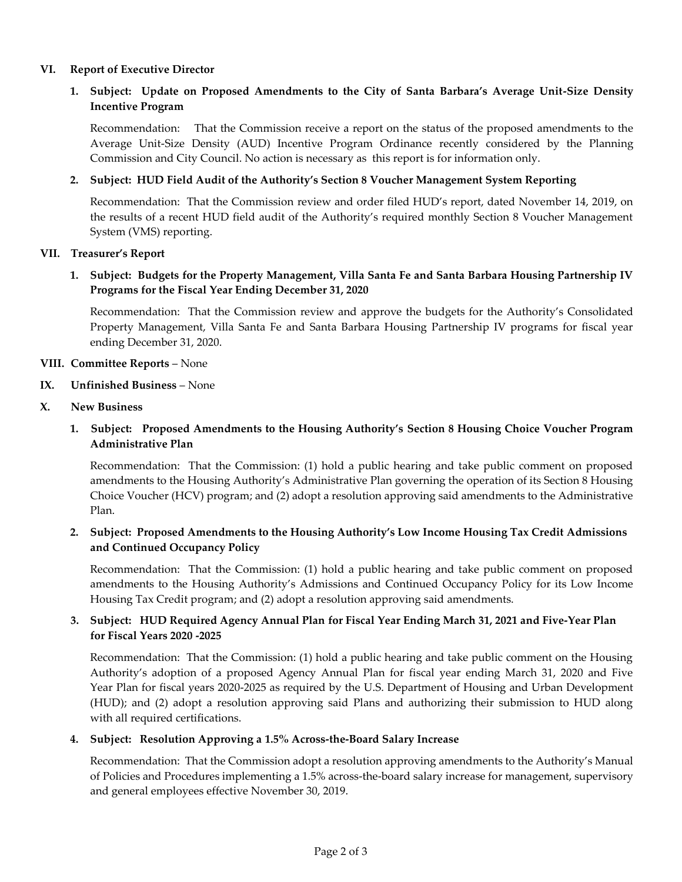## VI. Report of Executive Director

### 1. Subject: Update on Proposed Amendments to the City of Santa Barbara's Average Unit-Size Density Incentive Program

Recommendation: That the Commission receive a report on the status of the proposed amendments to the Average Unit-Size Density (AUD) Incentive Program Ordinance recently considered by the Planning Commission and City Council. No action is necessary as this report is for information only.

### 2. Subject: HUD Field Audit of the Authority's Section 8 Voucher Management System Reporting

Recommendation: That the Commission review and order filed HUD's report, dated November 14, 2019, on the results of a recent HUD field audit of the Authority's required monthly Section 8 Voucher Management System (VMS) reporting.

## VII. Treasurer's Report

### 1. Subject: Budgets for the Property Management, Villa Santa Fe and Santa Barbara Housing Partnership IV Programs for the Fiscal Year Ending December 31, 2020

Recommendation: That the Commission review and approve the budgets for the Authority's Consolidated Property Management, Villa Santa Fe and Santa Barbara Housing Partnership IV programs for fiscal year ending December 31, 2020.

## VIII. Committee Reports – None

## IX. Unfinished Business – None

## X. New Business

### 1. Subject: Proposed Amendments to the Housing Authority's Section 8 Housing Choice Voucher Program Administrative Plan

Recommendation: That the Commission: (1) hold a public hearing and take public comment on proposed amendments to the Housing Authority's Administrative Plan governing the operation of its Section 8 Housing Choice Voucher (HCV) program; and (2) adopt a resolution approving said amendments to the Administrative Plan.

### 2. Subject: Proposed Amendments to the Housing Authority's Low Income Housing Tax Credit Admissions and Continued Occupancy Policy

Recommendation: That the Commission: (1) hold a public hearing and take public comment on proposed amendments to the Housing Authority's Admissions and Continued Occupancy Policy for its Low Income Housing Tax Credit program; and (2) adopt a resolution approving said amendments.

### 3. Subject: HUD Required Agency Annual Plan for Fiscal Year Ending March 31, 2021 and Five-Year Plan for Fiscal Years 2020 -2025

Recommendation: That the Commission: (1) hold a public hearing and take public comment on the Housing Authority's adoption of a proposed Agency Annual Plan for fiscal year ending March 31, 2020 and Five Year Plan for fiscal years 2020-2025 as required by the U.S. Department of Housing and Urban Development (HUD); and (2) adopt a resolution approving said Plans and authorizing their submission to HUD along with all required certifications.

### 4. Subject: Resolution Approving a 1.5% Across-the-Board Salary Increase

Recommendation: That the Commission adopt a resolution approving amendments to the Authority's Manual of Policies and Procedures implementing a 1.5% across-the-board salary increase for management, supervisory and general employees effective November 30, 2019.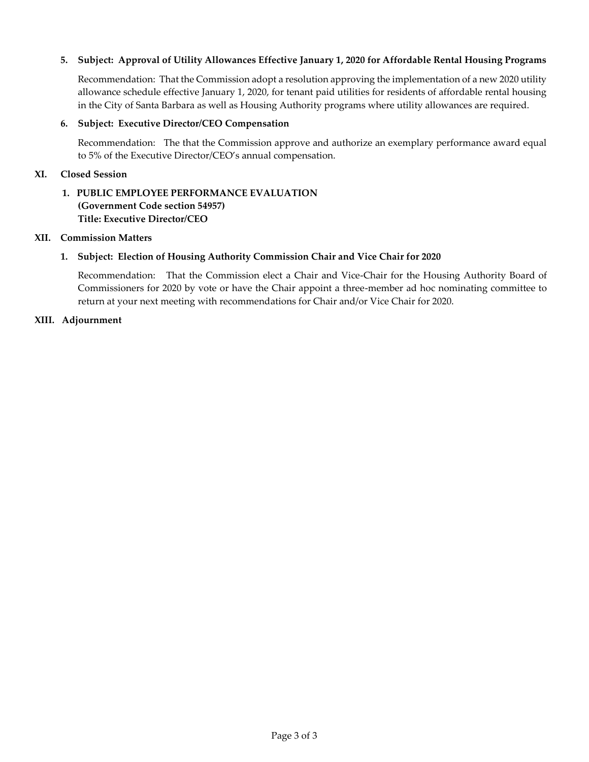**5. Subject: Approval of Utility Allowances Effective January 1, 2020 for Affordable Rental Housing Programs**

Recommendation: That the Commission adopt a resolution approving the implementation of a new 2020 utility allowance schedule effective January 1, 2020, for tenant paid utilities for residents of affordable rental housing in the City of Santa Barbara as well as Housing Authority programs where utility allowances are required.

**6. Subject: Executive Director/CEO Compensation**

Recommendation: The that the Commission approve and authorize an exemplary performance award equal to 5% of the Executive Director/CEO's annual compensation.

## XI. Closed Session

**1. PUBLIC EMPLOYEE PERFORMANCE EVALUATION**
**(Government Code section 54957)**
**Title: Executive Director/CEO**

## XII. Commission Matters

**1. Subject: Election of Housing Authority Commission Chair and Vice Chair for 2020**

Recommendation: That the Commission elect a Chair and Vice-Chair for the Housing Authority Board of Commissioners for 2020 by vote or have the Chair appoint a three-member ad hoc nominating committee to return at your next meeting with recommendations for Chair and/or Vice Chair for 2020.

## XIII. Adjournment